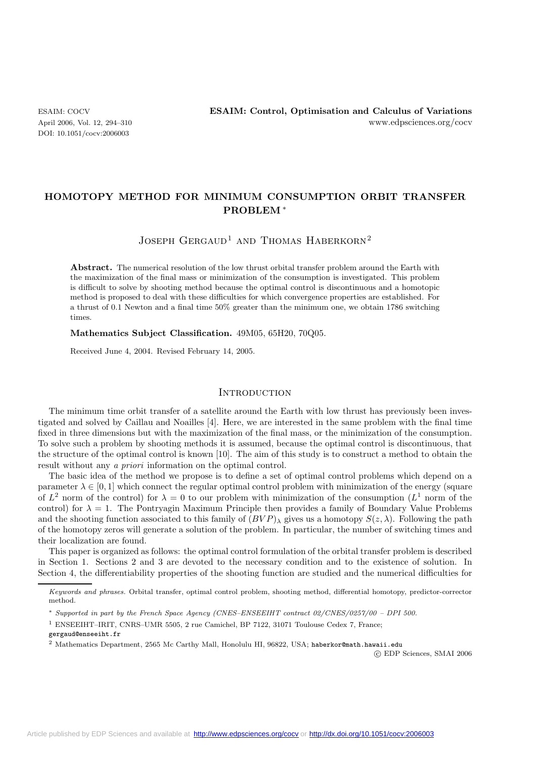# HOMOTOPY METHOD FOR MINIMUM CONSUMPTION ORBIT TRANSFER PROBLEM *

Joseph Gergaud[1] and Thomas Haberkorn[2]

**Abstract.** The numerical resolution of the low thrust orbital transfer problem around the Earth with the maximization of the final mass or minimization of the consumption is investigated. This problem is difficult to solve by shooting method because the optimal control is discontinuous and a homotopic method is proposed to deal with these difficulties for which convergence properties are established. For a thrust of 0.1 Newton and a final time 50% greater than the minimum one, we obtain 1786 switching times.

**Mathematics Subject Classification.** 49M05, 65H20, 70Q05.

Received June 4, 2004. Revised February 14, 2005.

## Introduction

The minimum time orbit transfer of a satellite around the Earth with low thrust has previously been investigated and solved by Caillau and Noailles [4]. Here, we are interested in the same problem with the final time fixed in three dimensions but with the maximization of the final mass, or the minimization of the consumption. To solve such a problem by shooting methods it is assumed, because the optimal control is discontinuous, that the structure of the optimal control is known [10]. The aim of this study is to construct a method to obtain the result without any *a priori* information on the optimal control.

The basic idea of the method we propose is to define a set of optimal control problems which depend on a parameter $\lambda \in [0, 1]$ which connect the regular optimal control problem with minimization of the energy (square of $L^2$ norm of the control) for $\lambda = 0$ to our problem with minimization of the consumption ($L^1$ norm of the control) for $\lambda = 1$. The Pontryagin Maximum Principle then provides a family of Boundary Value Problems and the shooting function associated to this family of $(BVP)_\lambda$ gives us a homotopy $S(z, \lambda)$. Following the path of the homotopy zeros will generate a solution of the problem. In particular, the number of switching times and their localization are found.

This paper is organized as follows: the optimal control formulation of the orbital transfer problem is described in Section 1. Sections 2 and 3 are devoted to the necessary condition and to the existence of solution. In Section 4, the differentiability properties of the shooting function are studied and the numerical difficulties for

---

*Keywords and phrases.* Orbital transfer, optimal control problem, shooting method, differential homotopy, predictor-corrector method.

\* *Supported in part by the French Space Agency (CNES–ENSEEIHT contract 02/CNES/0257/00 – DPI 500.*

[1] ENSEEIHT–IRIT, CNRS–UMR 5505, 2 rue Camichel, BP 7122, 31071 Toulouse Cedex 7, France; gergaud@enseeiht.fr

[2] Mathematics Department, 2565 Mc Carthy Mall, Honolulu HI, 96822, USA; haberkor@math.hawaii.edu

© EDP Sciences, SMAI 2006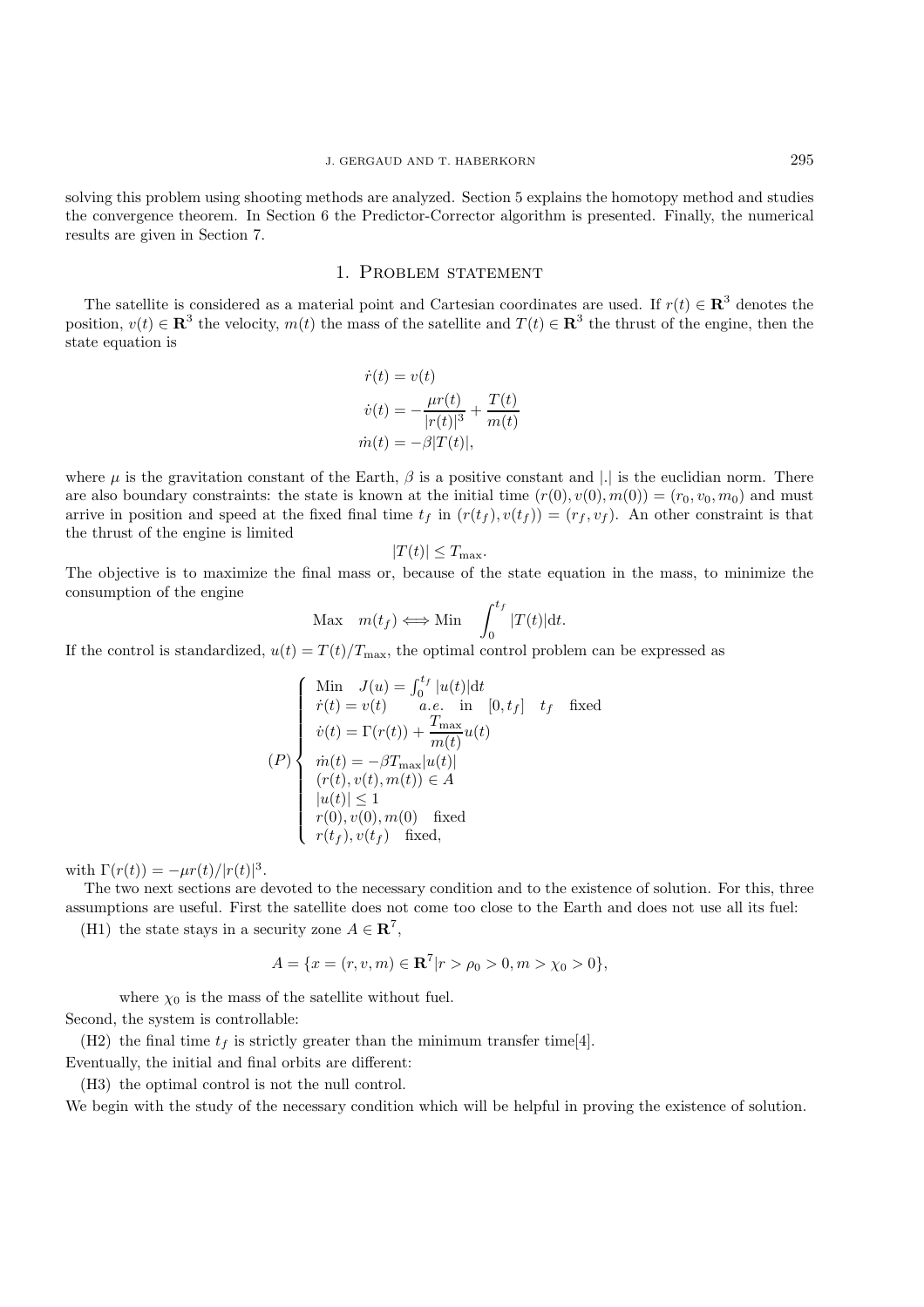solving this problem using shooting methods are analyzed. Section 5 explains the homotopy method and studies the convergence theorem. In Section 6 the Predictor-Corrector algorithm is presented. Finally, the numerical results are given in Section 7.

## 1. Problem statement

The satellite is considered as a material point and Cartesian coordinates are used. If $r(t) \in \mathbf{R}^3$ denotes the position, $v(t) \in \mathbf{R}^3$ the velocity, $m(t)$ the mass of the satellite and $T(t) \in \mathbf{R}^3$ the thrust of the engine, then the state equation is

$$\begin{aligned}
\dot{r}(t) &= v(t) \\
\dot{v}(t) &= -\frac{\mu r(t)}{|r(t)|^3} + \frac{T(t)}{m(t)} \\
\dot{m}(t) &= -\beta |T(t)|,
\end{aligned}$$

where $\mu$ is the gravitation constant of the Earth, $\beta$ is a positive constant and $|.|$ is the euclidian norm. There are also boundary constraints: the state is known at the initial time $(r(0), v(0), m(0)) = (r_0, v_0, m_0)$ and must arrive in position and speed at the fixed final time $t_f$ in $(r(t_f), v(t_f)) = (r_f, v_f)$. An other constraint is that the thrust of the engine is limited

$$|T(t)| \leq T_{\max}.$$

The objective is to maximize the final mass or, because of the state equation in the mass, to minimize the consumption of the engine

$$\text{Max} \quad m(t_f) \Longleftrightarrow \text{Min} \quad \int_0^{t_f} |T(t)| \mathrm{d}t.$$

If the control is standardized, $u(t) = T(t)/T_{\max}$, the optimal control problem can be expressed as

$$(P) \left\{ \begin{array}{l}
\text{Min} \quad J(u) = \int_0^{t_f} |u(t)| \mathrm{d}t \\
\dot{r}(t) = v(t) \qquad a.e. \quad \text{in} \quad [0, t_f] \quad t_f \quad \text{fixed} \\
\dot{v}(t) = \Gamma(r(t)) + \dfrac{T_{\max}}{m(t)} u(t) \\
\dot{m}(t) = -\beta T_{\max} |u(t)| \\
(r(t), v(t), m(t)) \in A \\
|u(t)| \leq 1 \\
r(0), v(0), m(0) \quad \text{fixed} \\
r(t_f), v(t_f) \quad \text{fixed},
\end{array} \right.$$

with $\Gamma(r(t)) = -\mu r(t)/|r(t)|^3$.

The two next sections are devoted to the necessary condition and to the existence of solution. For this, three assumptions are useful. First the satellite does not come too close to the Earth and does not use all its fuel:

(H1) the state stays in a security zone $A \in \mathbf{R}^7$,

$$A = \{x = (r, v, m) \in \mathbf{R}^7 | r > \rho_0 > 0, m > \chi_0 > 0\},$$

where $\chi_0$ is the mass of the satellite without fuel.

Second, the system is controllable:

(H2) the final time $t_f$ is strictly greater than the minimum transfer time[4].

Eventually, the initial and final orbits are different:

(H3) the optimal control is not the null control.

We begin with the study of the necessary condition which will be helpful in proving the existence of solution.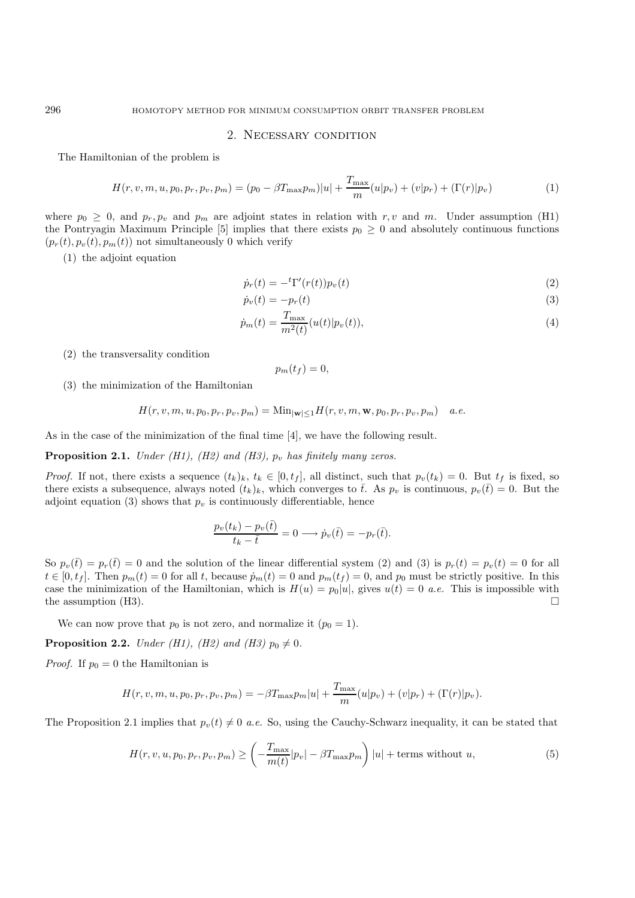## 2. Necessary condition

The Hamiltonian of the problem is

$$H(r, v, m, u, p_0, p_r, p_v, p_m) = (p_0 - \beta T_{\max} p_m)|u| + \frac{T_{\max}}{m}(u|p_v) + (v|p_r) + (\Gamma(r)|p_v) \tag{1}$$

where $p_0 \geq 0$, and $p_r, p_v$ and $p_m$ are adjoint states in relation with $r, v$ and $m$. Under assumption (H1) the Pontryagin Maximum Principle [5] implies that there exists $p_0 \geq 0$ and absolutely continuous functions $(p_r(t), p_v(t), p_m(t))$ not simultaneously 0 which verify

(1) the adjoint equation

$$\dot{p}_r(t) = -{}^t\Gamma'(r(t))p_v(t) \tag{2}$$

$$\dot{p}_v(t) = -p_r(t) \tag{3}$$

$$\dot{p}_m(t) = \frac{T_{\max}}{m^2(t)}(u(t)|p_v(t)), \tag{4}$$

(2) the transversality condition

$$p_m(t_f) = 0,$$

(3) the minimization of the Hamiltonian

$$H(r, v, m, u, p_0, p_r, p_v, p_m) = \mathrm{Min}_{|\mathbf{w}|\leq 1} H(r, v, m, \mathbf{w}, p_0, p_r, p_v, p_m) \quad a.e.$$

As in the case of the minimization of the final time [4], we have the following result.

**Proposition 2.1.** *Under (H1), (H2) and (H3), $p_v$ has finitely many zeros.*

*Proof.* If not, there exists a sequence $(t_k)_k$, $t_k \in [0, t_f]$, all distinct, such that $p_v(t_k) = 0$. But $t_f$ is fixed, so there exists a subsequence, always noted $(t_k)_k$, which converges to $\bar{t}$. As $p_v$ is continuous, $p_v(\bar{t}) = 0$. But the adjoint equation (3) shows that $p_v$ is continuously differentiable, hence

$$\frac{p_v(t_k) - p_v(\bar{t})}{t_k - \bar{t}} = 0 \longrightarrow \dot{p}_v(\bar{t}) = -p_r(\bar{t}).$$

So $p_v(\bar{t}) = p_r(\bar{t}) = 0$ and the solution of the linear differential system (2) and (3) is $p_r(t) = p_v(t) = 0$ for all $t \in [0, t_f]$. Then $p_m(t) = 0$ for all $t$, because $\dot{p}_m(t) = 0$ and $p_m(t_f) = 0$, and $p_0$ must be strictly positive. In this case the minimization of the Hamiltonian, which is $H(u) = p_0|u|$, gives $u(t) = 0$ *a.e.* This is impossible with the assumption (H3). □

We can now prove that $p_0$ is not zero, and normalize it ($p_0 = 1$).

**Proposition 2.2.** *Under (H1), (H2) and (H3) $p_0 \neq 0$.*

*Proof.* If $p_0 = 0$ the Hamiltonian is

$$H(r, v, m, u, p_0, p_r, p_v, p_m) = -\beta T_{\max} p_m |u| + \frac{T_{\max}}{m}(u|p_v) + (v|p_r) + (\Gamma(r)|p_v).$$

The Proposition 2.1 implies that $p_v(t) \neq 0$ *a.e.* So, using the Cauchy-Schwarz inequality, it can be stated that

$$H(r, v, u, p_0, p_r, p_v, p_m) \geq \left(-\frac{T_{\max}}{m(t)}|p_v| - \beta T_{\max} p_m\right)|u| + \text{terms without } u, \tag{5}$$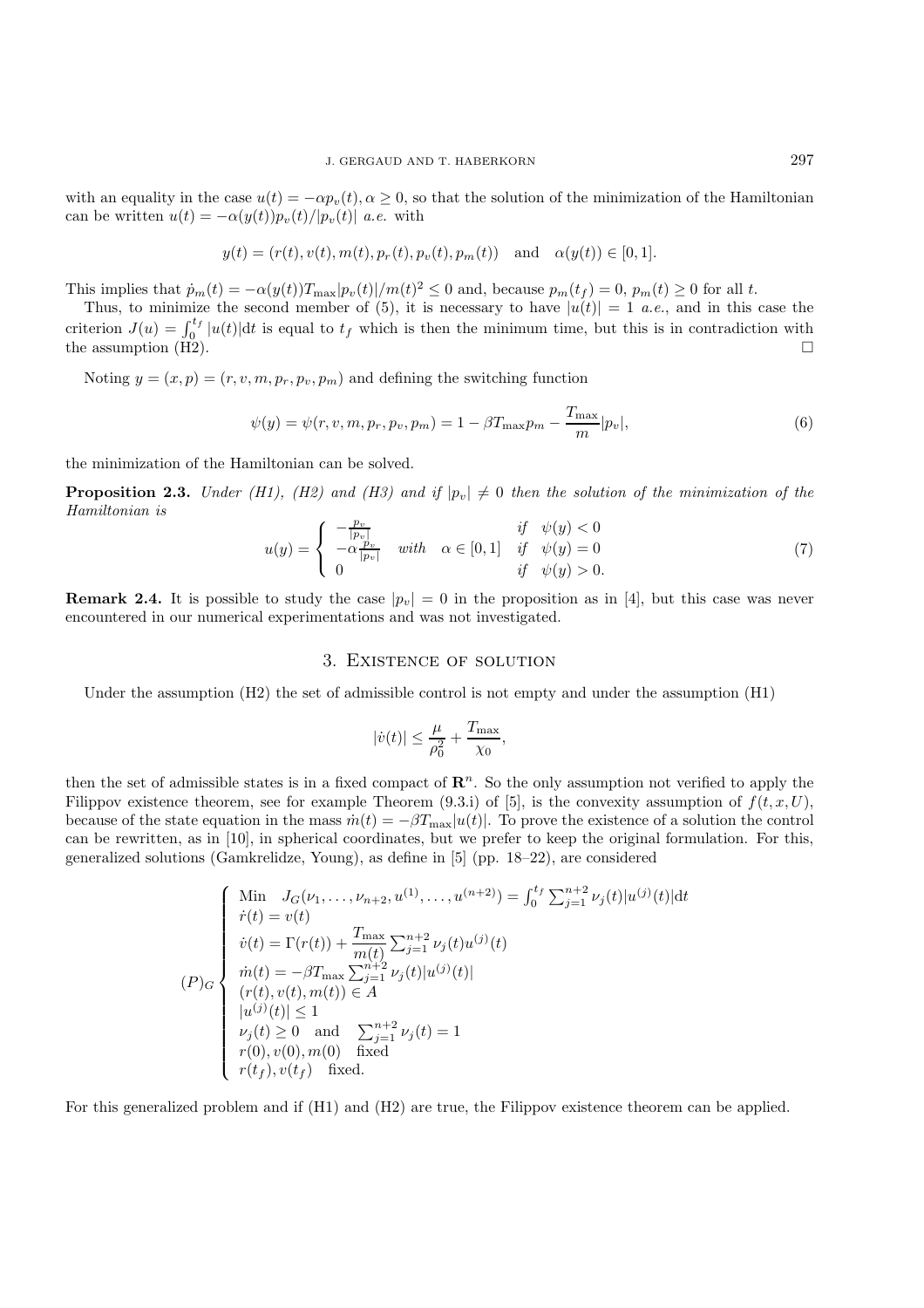with an equality in the case $u(t) = -\alpha p_v(t), \alpha \geq 0$, so that the solution of the minimization of the Hamiltonian can be written $u(t) = -\alpha(y(t))p_v(t)/|p_v(t)|$ *a.e.* with

$$y(t) = (r(t), v(t), m(t), p_r(t), p_v(t), p_m(t)) \quad \text{and} \quad \alpha(y(t)) \in [0, 1].$$

This implies that $\dot{p}_m(t) = -\alpha(y(t))T_{\max}|p_v(t)|/m(t)^2 \leq 0$ and, because $p_m(t_f) = 0$, $p_m(t) \geq 0$ for all $t$.

Thus, to minimize the second member of (5), it is necessary to have $|u(t)| = 1$ *a.e.*, and in this case the criterion $J(u) = \int_0^{t_f} |u(t)|\mathrm{d}t$ is equal to $t_f$ which is then the minimum time, but this is in contradiction with the assumption (H2). □

Noting $y = (x, p) = (r, v, m, p_r, p_v, p_m)$ and defining the switching function

$$\psi(y) = \psi(r, v, m, p_r, p_v, p_m) = 1 - \beta T_{\max} p_m - \frac{T_{\max}}{m}|p_v|, \tag{6}$$

the minimization of the Hamiltonian can be solved.

**Proposition 2.3.** *Under (H1), (H2) and (H3) and if $|p_v| \neq 0$ then the solution of the minimization of the Hamiltonian is*

$$u(y) = \begin{cases} -\frac{p_v}{|p_v|} & \text{if} \quad \psi(y) < 0 \\ -\alpha \frac{p_v}{|p_v|} \quad \text{with} \quad \alpha \in [0, 1] & \text{if} \quad \psi(y) = 0 \\ 0 & \text{if} \quad \psi(y) > 0. \end{cases} \tag{7}$$

**Remark 2.4.** It is possible to study the case $|p_v| = 0$ in the proposition as in [4], but this case was never encountered in our numerical experimentations and was not investigated.

## 3. Existence of solution

Under the assumption (H2) the set of admissible control is not empty and under the assumption (H1)

$$|\dot{v}(t)| \leq \frac{\mu}{\rho_0^2} + \frac{T_{\max}}{\chi_0},$$

then the set of admissible states is in a fixed compact of $\mathbf{R}^n$. So the only assumption not verified to apply the Filippov existence theorem, see for example Theorem (9.3.i) of [5], is the convexity assumption of $f(t, x, U)$, because of the state equation in the mass $\dot{m}(t) = -\beta T_{\max}|u(t)|$. To prove the existence of a solution the control can be rewritten, as in [10], in spherical coordinates, but we prefer to keep the original formulation. For this, generalized solutions (Gamkrelidze, Young), as define in [5] (pp. 18–22), are considered

$$(P)_G \begin{cases} \text{Min} \quad J_G(\nu_1, \ldots, \nu_{n+2}, u^{(1)}, \ldots, u^{(n+2)}) = \int_0^{t_f} \sum_{j=1}^{n+2} \nu_j(t)|u^{(j)}(t)|\mathrm{d}t \\ \dot{r}(t) = v(t) \\ \dot{v}(t) = \Gamma(r(t)) + \dfrac{T_{\max}}{m(t)} \sum_{j=1}^{n+2} \nu_j(t)u^{(j)}(t) \\ \dot{m}(t) = -\beta T_{\max} \sum_{j=1}^{n+2} \nu_j(t)|u^{(j)}(t)| \\ (r(t), v(t), m(t)) \in A \\ |u^{(j)}(t)| \leq 1 \\ \nu_j(t) \geq 0 \quad \text{and} \quad \sum_{j=1}^{n+2} \nu_j(t) = 1 \\ r(0), v(0), m(0) \quad \text{fixed} \\ r(t_f), v(t_f) \quad \text{fixed.} \end{cases}$$

For this generalized problem and if (H1) and (H2) are true, the Filippov existence theorem can be applied.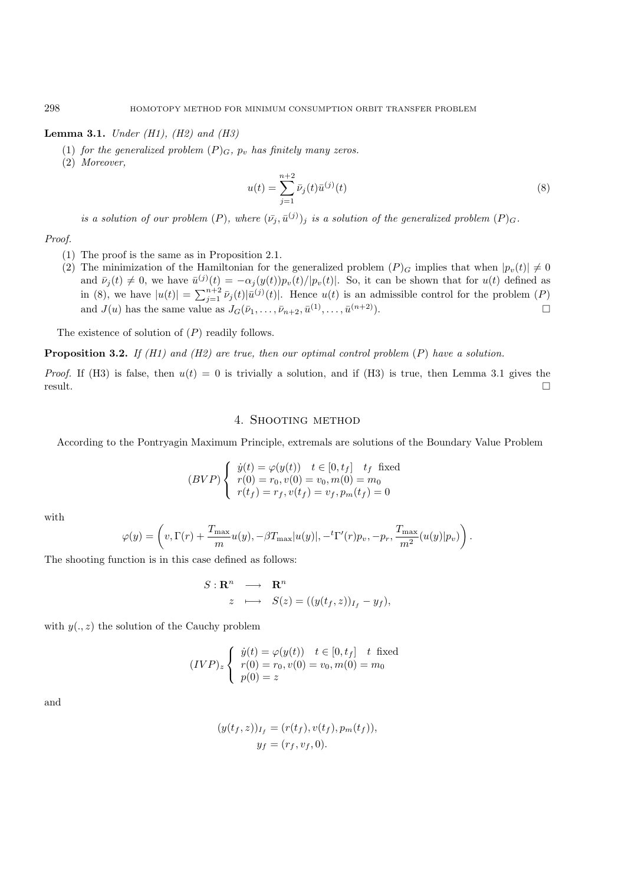**Lemma 3.1.** *Under (H1), (H2) and (H3)*

1. *for the generalized problem $(P)_G$, $p_v$ has finitely many zeros.*
2. *Moreover,*

$$u(t) = \sum_{j=1}^{n+2} \bar{\nu}_j(t) \bar{u}^{(j)}(t) \tag{8}$$

*is a solution of our problem $(P)$, where $(\bar{\nu}_j, \bar{u}^{(j)})_j$ is a solution of the generalized problem $(P)_G$.*

*Proof.*

1. The proof is the same as in Proposition 2.1.
2. The minimization of the Hamiltonian for the generalized problem $(P)_G$ implies that when $|p_v(t)| \neq 0$ and $\bar{\nu}_j(t) \neq 0$, we have $\bar{u}^{(j)}(t) = -\alpha_j(y(t)) p_v(t)/|p_v(t)|$. So, it can be shown that for $u(t)$ defined as in (8), we have $|u(t)| = \sum_{j=1}^{n+2} \bar{\nu}_j(t) |\bar{u}^{(j)}(t)|$. Hence $u(t)$ is an admissible control for the problem $(P)$ and $J(u)$ has the same value as $J_G(\bar{\nu}_1, \ldots, \bar{\nu}_{n+2}, \bar{u}^{(1)}, \ldots, \bar{u}^{(n+2)})$. $\square$

The existence of solution of $(P)$ readily follows.

**Proposition 3.2.** *If (H1) and (H2) are true, then our optimal control problem $(P)$ have a solution.*

*Proof.* If (H3) is false, then $u(t) = 0$ is trivially a solution, and if (H3) is true, then Lemma 3.1 gives the result. $\square$

## 4. Shooting method

According to the Pontryagin Maximum Principle, extremals are solutions of the Boundary Value Problem

$$(BVP) \begin{cases} \dot{y}(t) = \varphi(y(t)) \quad t \in [0, t_f] \quad t_f \text{ fixed} \\ r(0) = r_0, v(0) = v_0, m(0) = m_0 \\ r(t_f) = r_f, v(t_f) = v_f, p_m(t_f) = 0 \end{cases}$$

with

$$\varphi(y) = \left( v, \Gamma(r) + \frac{T_{\max}}{m} u(y), -\beta T_{\max} |u(y)|, -{}^t\Gamma'(r) p_v, -p_r, \frac{T_{\max}}{m^2} (u(y)|p_v) \right).$$

The shooting function is in this case defined as follows:

$$\begin{array}{rccl} S : \mathbf{R}^n & \longrightarrow & \mathbf{R}^n \\ z & \longmapsto & S(z) = ((y(t_f, z))_{I_f} - y_f), \end{array}$$

with $y(., z)$ the solution of the Cauchy problem

$$(IVP)_z \begin{cases} \dot{y}(t) = \varphi(y(t)) \quad t \in [0, t_f] \quad t \text{ fixed} \\ r(0) = r_0, v(0) = v_0, m(0) = m_0 \\ p(0) = z \end{cases}$$

and

$$(y(t_f, z))_{I_f} = (r(t_f), v(t_f), p_m(t_f)),$$
$$y_f = (r_f, v_f, 0).$$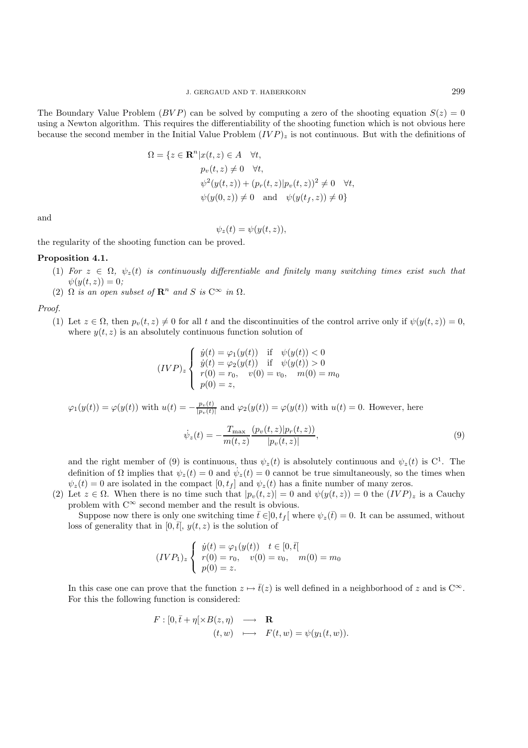The Boundary Value Problem $(BVP)$ can be solved by computing a zero of the shooting equation $S(z) = 0$ using a Newton algorithm. This requires the differentiability of the shooting function which is not obvious here because the second member in the Initial Value Problem $(IVP)_z$ is not continuous. But with the definitions of

$$
\begin{aligned}
\Omega = \{z \in \mathbf{R}^n | x(t,z) \in A \quad & \forall t, \\
p_v(t,z) \neq 0 \quad & \forall t, \\
\psi^2(y(t,z)) + (p_r(t,z)|p_v(t,z))^2 \neq 0 \quad & \forall t, \\
\psi(y(0,z)) \neq 0 \quad \text{and} \quad & \psi(y(t_f,z)) \neq 0\}
\end{aligned}
$$

and

$$
\psi_z(t) = \psi(y(t,z)),
$$

the regularity of the shooting function can be proved.

**Proposition 4.1.**

1. *For $z \in \Omega$, $\psi_z(t)$ is continuously differentiable and finitely many switching times exist such that $\psi(y(t,z)) = 0$;*
2. *$\Omega$ is an open subset of $\mathbf{R}^n$ and $S$ is $C^\infty$ in $\Omega$.*

*Proof.*

(1) Let $z \in \Omega$, then $p_v(t,z) \neq 0$ for all $t$ and the discontinuities of the control arrive only if $\psi(y(t,z)) = 0$, where $y(t,z)$ is an absolutely continuous function solution of

$$
(IVP)_z \left\{ \begin{array}{l} \dot{y}(t) = \varphi_1(y(t)) \quad \text{if} \quad \psi(y(t)) < 0 \\ \dot{y}(t) = \varphi_2(y(t)) \quad \text{if} \quad \psi(y(t)) > 0 \\ r(0) = r_0, \quad v(0) = v_0, \quad m(0) = m_0 \\ p(0) = z, \end{array} \right.
$$

$\varphi_1(y(t)) = \varphi(y(t))$ with $u(t) = -\frac{p_v(t)}{|p_v(t)|}$ and $\varphi_2(y(t)) = \varphi(y(t))$ with $u(t) = 0$. However, here

$$
\dot{\psi}_z(t) = -\frac{T_{\max}}{m(t,z)} \frac{(p_v(t,z)|p_r(t,z))}{|p_v(t,z)|}, \tag{9}
$$

and the right member of (9) is continuous, thus $\psi_z(t)$ is absolutely continuous and $\psi_z(t)$ is $C^1$. The definition of $\Omega$ implies that $\psi_z(t) = 0$ and $\dot{\psi}_z(t) = 0$ cannot be true simultaneously, so the times when $\psi_z(t) = 0$ are isolated in the compact $[0, t_f]$ and $\psi_z(t)$ has a finite number of many zeros.

(2) Let $z \in \Omega$. When there is no time such that $|p_v(t,z)| = 0$ and $\psi(y(t,z)) = 0$ the $(IVP)_z$ is a Cauchy problem with $C^\infty$ second member and the result is obvious.

Suppose now there is only one switching time $\bar{t} \in ]0, t_f[$ where $\psi_z(\bar{t}) = 0$. It can be assumed, without loss of generality that in $[0, \bar{t}[$, $y(t,z)$ is the solution of

$$
(IVP_1)_z \left\{ \begin{array}{l} \dot{y}(t) = \varphi_1(y(t)) \quad t \in [0, \bar{t}[ \\ r(0) = r_0, \quad v(0) = v_0, \quad m(0) = m_0 \\ p(0) = z. \end{array} \right.
$$

In this case one can prove that the function $z \mapsto \bar{t}(z)$ is well defined in a neighborhood of $z$ and is $C^\infty$. For this the following function is considered:

$$
\begin{aligned}
F : [0, \bar{t} + \eta[ \times B(z, \eta) \quad & \longrightarrow \quad \mathbf{R} \\
(t, w) \quad & \longmapsto \quad F(t, w) = \psi(y_1(t, w)).
\end{aligned}
$$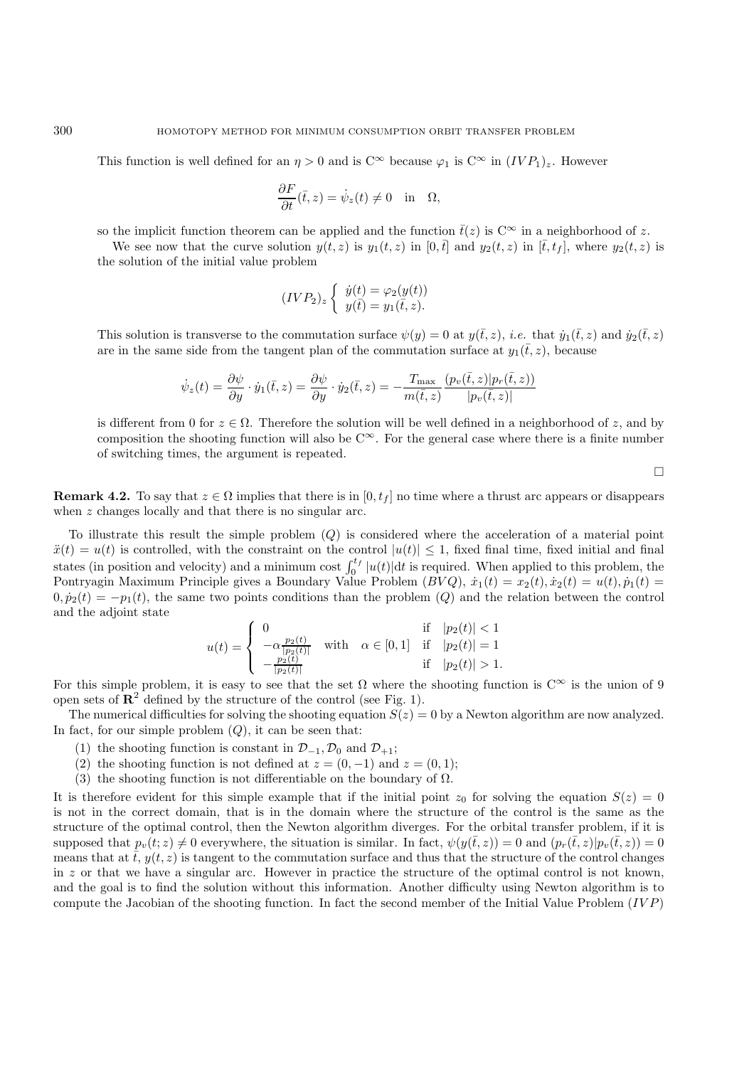This function is well defined for an $\eta > 0$ and is $C^\infty$ because $\varphi_1$ is $C^\infty$ in $(IVP_1)_z$. However

$$\frac{\partial F}{\partial t}(\bar{t}, z) = \dot{\psi}_z(t) \neq 0 \quad \text{in} \quad \Omega,$$

so the implicit function theorem can be applied and the function $\bar{t}(z)$ is $C^\infty$ in a neighborhood of $z$.

We see now that the curve solution $y(t,z)$ is $y_1(t,z)$ in $[0,\bar{t}]$ and $y_2(t,z)$ in $[\bar{t}, t_f]$, where $y_2(t,z)$ is the solution of the initial value problem

$$(IVP_2)_z \begin{cases} \dot{y}(t) = \varphi_2(y(t)) \\ y(\bar{t}) = y_1(\bar{t}, z). \end{cases}$$

This solution is transverse to the commutation surface $\psi(y) = 0$ at $y(\bar{t}, z)$, *i.e.* that $\dot{y}_1(\bar{t}, z)$ and $\dot{y}_2(\bar{t}, z)$ are in the same side from the tangent plan of the commutation surface at $y_1(\bar{t}, z)$, because

$$\dot{\psi}_z(t) = \frac{\partial \psi}{\partial y} \cdot \dot{y}_1(\bar{t}, z) = \frac{\partial \psi}{\partial y} \cdot \dot{y}_2(\bar{t}, z) = -\frac{T_{\max}}{m(\bar{t}, z)} \frac{(p_v(\bar{t}, z)|p_r(\bar{t}, z))}{|p_v(\bar{t}, z)|}$$

is different from 0 for $z \in \Omega$. Therefore the solution will be well defined in a neighborhood of $z$, and by composition the shooting function will also be $C^\infty$. For the general case where there is a finite number of switching times, the argument is repeated.

□

**Remark 4.2.** To say that $z \in \Omega$ implies that there is in $[0, t_f]$ no time where a thrust arc appears or disappears when $z$ changes locally and that there is no singular arc.

To illustrate this result the simple problem $(Q)$ is considered where the acceleration of a material point $\ddot{x}(t) = u(t)$ is controlled, with the constraint on the control $|u(t)| \leq 1$, fixed final time, fixed initial and final states (in position and velocity) and a minimum cost $\int_0^{t_f} |u(t)| \mathrm{d}t$ is required. When applied to this problem, the Pontryagin Maximum Principle gives a Boundary Value Problem $(BVQ)$, $\dot{x}_1(t) = x_2(t), \dot{x}_2(t) = u(t), \dot{p}_1(t) = 0, \dot{p}_2(t) = -p_1(t)$, the same two points conditions than the problem $(Q)$ and the relation between the control and the adjoint state

$$u(t) = \begin{cases} 0 & \text{if} \quad |p_2(t)| < 1 \\ -\alpha \frac{p_2(t)}{|p_2(t)|} \quad \text{with} \quad \alpha \in [0,1] & \text{if} \quad |p_2(t)| = 1 \\ -\frac{p_2(t)}{|p_2(t)|} & \text{if} \quad |p_2(t)| > 1. \end{cases}$$

For this simple problem, it is easy to see that the set $\Omega$ where the shooting function is $C^\infty$ is the union of 9 open sets of $\mathbf{R}^2$ defined by the structure of the control (see Fig. 1).

The numerical difficulties for solving the shooting equation $S(z) = 0$ by a Newton algorithm are now analyzed. In fact, for our simple problem $(Q)$, it can be seen that:

1. the shooting function is constant in $\mathcal{D}_{-1}, \mathcal{D}_0$ and $\mathcal{D}_{+1}$;
2. the shooting function is not defined at $z = (0, -1)$ and $z = (0, 1)$;
3. the shooting function is not differentiable on the boundary of $\Omega$.

It is therefore evident for this simple example that if the initial point $z_0$ for solving the equation $S(z) = 0$ is not in the correct domain, that is in the domain where the structure of the control is the same as the structure of the optimal control, then the Newton algorithm diverges. For the orbital transfer problem, if it is supposed that $p_v(t; z) \neq 0$ everywhere, the situation is similar. In fact, $\psi(y(\bar{t}, z)) = 0$ and $(p_r(\bar{t}, z)|p_v(\bar{t}, z)) = 0$ means that at $\bar{t}$, $y(t,z)$ is tangent to the commutation surface and thus that the structure of the control changes in $z$ or that we have a singular arc. However in practice the structure of the optimal control is not known, and the goal is to find the solution without this information. Another difficulty using Newton algorithm is to compute the Jacobian of the shooting function. In fact the second member of the Initial Value Problem $(IVP)$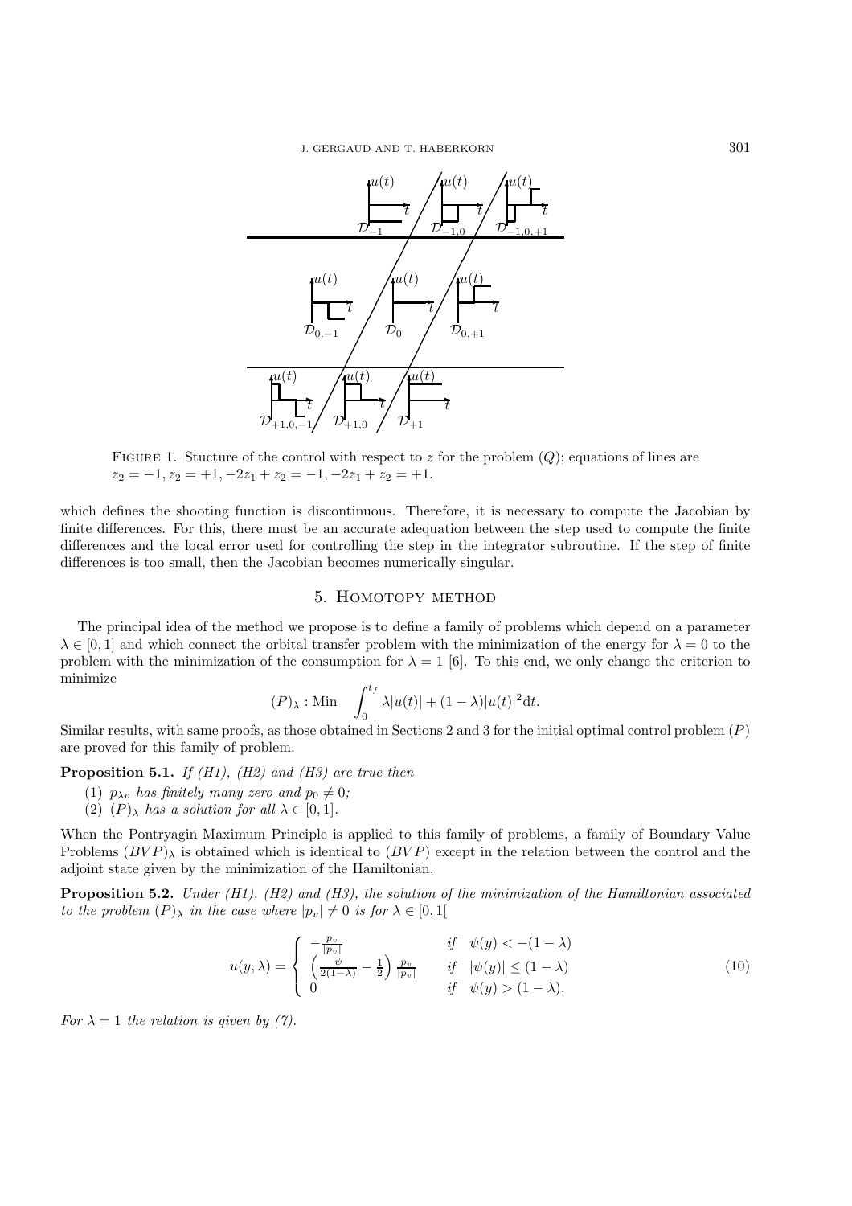FIGURE 1. Stucture of the control with respect to $z$ for the problem $(Q)$; equations of lines are $z_2 = -1, z_2 = +1, -2z_1 + z_2 = -1, -2z_1 + z_2 = +1$.

which defines the shooting function is discontinuous. Therefore, it is necessary to compute the Jacobian by finite differences. For this, there must be an accurate adequation between the step used to compute the finite differences and the local error used for controlling the step in the integrator subroutine. If the step of finite differences is too small, then the Jacobian becomes numerically singular.

## 5. Homotopy method

The principal idea of the method we propose is to define a family of problems which depend on a parameter $\lambda \in [0,1]$ and which connect the orbital transfer problem with the minimization of the energy for $\lambda = 0$ to the problem with the minimization of the consumption for $\lambda = 1$ [6]. To this end, we only change the criterion to minimize

$$(P)_\lambda : \text{Min} \quad \int_0^{t_f} \lambda |u(t)| + (1-\lambda)|u(t)|^2 \mathrm{d}t.$$

Similar results, with same proofs, as those obtained in Sections 2 and 3 for the initial optimal control problem $(P)$ are proved for this family of problem.

**Proposition 5.1.** *If (H1), (H2) and (H3) are true then*

(1) $p_{\lambda v}$ *has finitely many zero and* $p_0 \neq 0$*;*
(2) $(P)_\lambda$ *has a solution for all* $\lambda \in [0,1]$.

When the Pontryagin Maximum Principle is applied to this family of problems, a family of Boundary Value Problems $(BVP)_\lambda$ is obtained which is identical to $(BVP)$ except in the relation between the control and the adjoint state given by the minimization of the Hamiltonian.

**Proposition 5.2.** *Under (H1), (H2) and (H3), the solution of the minimization of the Hamiltonian associated to the problem* $(P)_\lambda$ *in the case where* $|p_v| \neq 0$ *is for* $\lambda \in [0,1[$

$$u(y,\lambda) = \begin{cases} -\frac{p_v}{|p_v|} & \text{if} \quad \psi(y) < -(1-\lambda) \\ \left(\frac{\psi}{2(1-\lambda)} - \frac{1}{2}\right)\frac{p_v}{|p_v|} & \text{if} \quad |\psi(y)| \leq (1-\lambda) \\ 0 & \text{if} \quad \psi(y) > (1-\lambda). \end{cases} \tag{10}$$

*For* $\lambda = 1$ *the relation is given by (7).*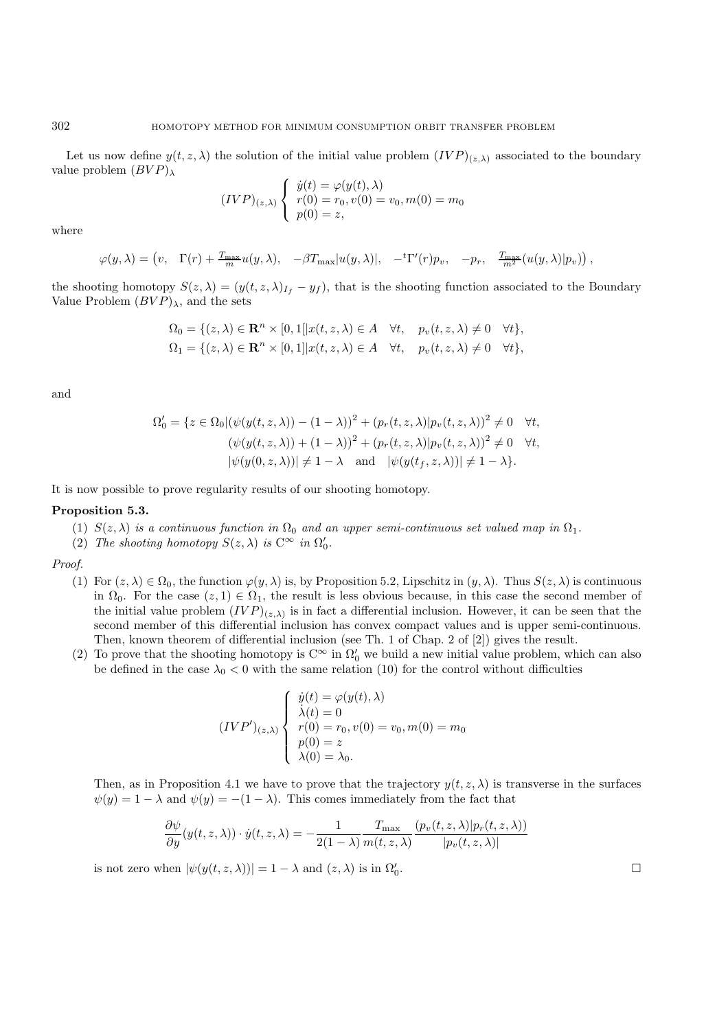Let us now define $y(t, z, \lambda)$ the solution of the initial value problem $(IVP)_{(z,\lambda)}$ associated to the boundary value problem $(BVP)_\lambda$

$$
(IVP)_{(z,\lambda)} \begin{cases} \dot{y}(t) = \varphi(y(t), \lambda) \\ r(0) = r_0, v(0) = v_0, m(0) = m_0 \\ p(0) = z, \end{cases}
$$

where

$$
\varphi(y, \lambda) = \left(v, \quad \Gamma(r) + \tfrac{T_{\max}}{m} u(y, \lambda), \quad -\beta T_{\max} |u(y, \lambda)|, \quad -{}^t\Gamma'(r) p_v, \quad -p_r, \quad \tfrac{T_{\max}}{m^2} (u(y, \lambda) | p_v)\right),
$$

the shooting homotopy $S(z, \lambda) = (y(t, z, \lambda)_{I_f} - y_f)$, that is the shooting function associated to the Boundary Value Problem $(BVP)_\lambda$, and the sets

$$
\Omega_0 = \{(z, \lambda) \in \mathbf{R}^n \times [0, 1[ | x(t, z, \lambda) \in A \quad \forall t, \quad p_v(t, z, \lambda) \neq 0 \quad \forall t\},
$$
$$
\Omega_1 = \{(z, \lambda) \in \mathbf{R}^n \times [0, 1] | x(t, z, \lambda) \in A \quad \forall t, \quad p_v(t, z, \lambda) \neq 0 \quad \forall t\},
$$

and

$$
\begin{aligned}
\Omega_0' = \{z \in \Omega_0 | &(\psi(y(t, z, \lambda)) - (1 - \lambda))^2 + (p_r(t, z, \lambda) | p_v(t, z, \lambda))^2 \neq 0 \quad \forall t, \\
&(\psi(y(t, z, \lambda)) + (1 - \lambda))^2 + (p_r(t, z, \lambda) | p_v(t, z, \lambda))^2 \neq 0 \quad \forall t, \\
&|\psi(y(0, z, \lambda))| \neq 1 - \lambda \quad \text{and} \quad |\psi(y(t_f, z, \lambda))| \neq 1 - \lambda\}.
\end{aligned}
$$

It is now possible to prove regularity results of our shooting homotopy.

**Proposition 5.3.**

(1) *$S(z, \lambda)$ is a continuous function in $\Omega_0$ and an upper semi-continuous set valued map in $\Omega_1$.*

(2) *The shooting homotopy $S(z, \lambda)$ is $C^\infty$ in $\Omega_0'$.*

*Proof.*

(1) For $(z, \lambda) \in \Omega_0$, the function $\varphi(y, \lambda)$ is, by Proposition 5.2, Lipschitz in $(y, \lambda)$. Thus $S(z, \lambda)$ is continuous in $\Omega_0$. For the case $(z, 1) \in \Omega_1$, the result is less obvious because, in this case the second member of the initial value problem $(IVP)_{(z,\lambda)}$ is in fact a differential inclusion. However, it can be seen that the second member of this differential inclusion has convex compact values and is upper semi-continuous. Then, known theorem of differential inclusion (see Th. 1 of Chap. 2 of [2]) gives the result.

(2) To prove that the shooting homotopy is $C^\infty$ in $\Omega_0'$ we build a new initial value problem, which can also be defined in the case $\lambda_0 < 0$ with the same relation (10) for the control without difficulties

$$
(IVP')_{(z,\lambda)} \begin{cases} \dot{y}(t) = \varphi(y(t), \lambda) \\ \dot{\lambda}(t) = 0 \\ r(0) = r_0, v(0) = v_0, m(0) = m_0 \\ p(0) = z \\ \lambda(0) = \lambda_0. \end{cases}
$$

Then, as in Proposition 4.1 we have to prove that the trajectory $y(t, z, \lambda)$ is transverse in the surfaces $\psi(y) = 1 - \lambda$ and $\psi(y) = -(1 - \lambda)$. This comes immediately from the fact that

$$
\frac{\partial \psi}{\partial y}(y(t, z, \lambda)) \cdot \dot{y}(t, z, \lambda) = -\frac{1}{2(1 - \lambda)} \frac{T_{\max}}{m(t, z, \lambda)} \frac{(p_v(t, z, \lambda) | p_r(t, z, \lambda))}{|p_v(t, z, \lambda)|}
$$

is not zero when $|\psi(y(t, z, \lambda))| = 1 - \lambda$ and $(z, \lambda)$ is in $\Omega_0'$. $\square$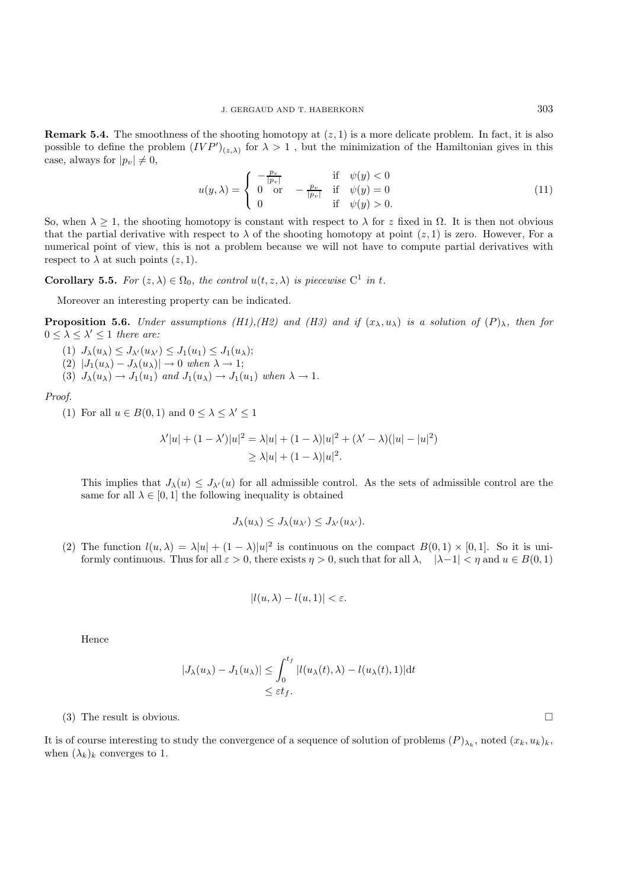**Remark 5.4.** The smoothness of the shooting homotopy at $(z, 1)$ is a more delicate problem. In fact, it is also possible to define the problem $(IVP')_{(z,\lambda)}$ for $\lambda > 1$ , but the minimization of the Hamiltonian gives in this case, always for $|p_v| \neq 0$,

$$u(y, \lambda) = \begin{cases} -\frac{p_v}{|p_v|} & \text{if } \psi(y) < 0 \\ 0 \quad \text{or} \quad -\frac{p_v}{|p_v|} & \text{if } \psi(y) = 0 \\ 0 & \text{if } \psi(y) > 0. \end{cases} \tag{11}$$

So, when $\lambda \geq 1$, the shooting homotopy is constant with respect to $\lambda$ for $z$ fixed in $\Omega$. It is then not obvious that the partial derivative with respect to $\lambda$ of the shooting homotopy at point $(z, 1)$ is zero. However, For a numerical point of view, this is not a problem because we will not have to compute partial derivatives with respect to $\lambda$ at such points $(z, 1)$.

**Corollary 5.5.** *For $(z, \lambda) \in \Omega_0$, the control $u(t, z, \lambda)$ is piecewise $C^1$ in $t$.*

Moreover an interesting property can be indicated.

**Proposition 5.6.** *Under assumptions (H1),(H2) and (H3) and if $(x_\lambda, u_\lambda)$ is a solution of $(P)_\lambda$, then for $0 \leq \lambda \leq \lambda' \leq 1$ there are:*

1. $J_\lambda(u_\lambda) \leq J_{\lambda'}(u_{\lambda'}) \leq J_1(u_1) \leq J_1(u_\lambda)$;
2. $|J_1(u_\lambda) - J_\lambda(u_\lambda)| \to 0$ *when* $\lambda \to 1$;
3. $J_\lambda(u_\lambda) \to J_1(u_1)$ *and* $J_1(u_\lambda) \to J_1(u_1)$ *when* $\lambda \to 1$.

*Proof.*

(1) For all $u \in B(0, 1)$ and $0 \leq \lambda \leq \lambda' \leq 1$

$$\begin{aligned} \lambda'|u| + (1 - \lambda')|u|^2 &= \lambda|u| + (1 - \lambda)|u|^2 + (\lambda' - \lambda)(|u| - |u|^2) \\ &\geq \lambda|u| + (1 - \lambda)|u|^2. \end{aligned}$$

This implies that $J_\lambda(u) \leq J_{\lambda'}(u)$ for all admissible control. As the sets of admissible control are the same for all $\lambda \in [0, 1]$ the following inequality is obtained

$$J_\lambda(u_\lambda) \leq J_\lambda(u_{\lambda'}) \leq J_{\lambda'}(u_{\lambda'}).$$

(2) The function $l(u, \lambda) = \lambda|u| + (1 - \lambda)|u|^2$ is continuous on the compact $B(0, 1) \times [0, 1]$. So it is uniformly continuous. Thus for all $\varepsilon > 0$, there exists $\eta > 0$, such that for all $\lambda$, $|\lambda - 1| < \eta$ and $u \in B(0, 1)$

$$|l(u, \lambda) - l(u, 1)| < \varepsilon.$$

Hence

$$\begin{aligned} |J_\lambda(u_\lambda) - J_1(u_\lambda)| &\leq \int_0^{t_f} |l(u_\lambda(t), \lambda) - l(u_\lambda(t), 1)| \mathrm{d}t \\ &\leq \varepsilon t_f. \end{aligned}$$

(3) The result is obvious. □

It is of course interesting to study the convergence of a sequence of solution of problems $(P)_{\lambda_k}$, noted $(x_k, u_k)_k$, when $(\lambda_k)_k$ converges to 1.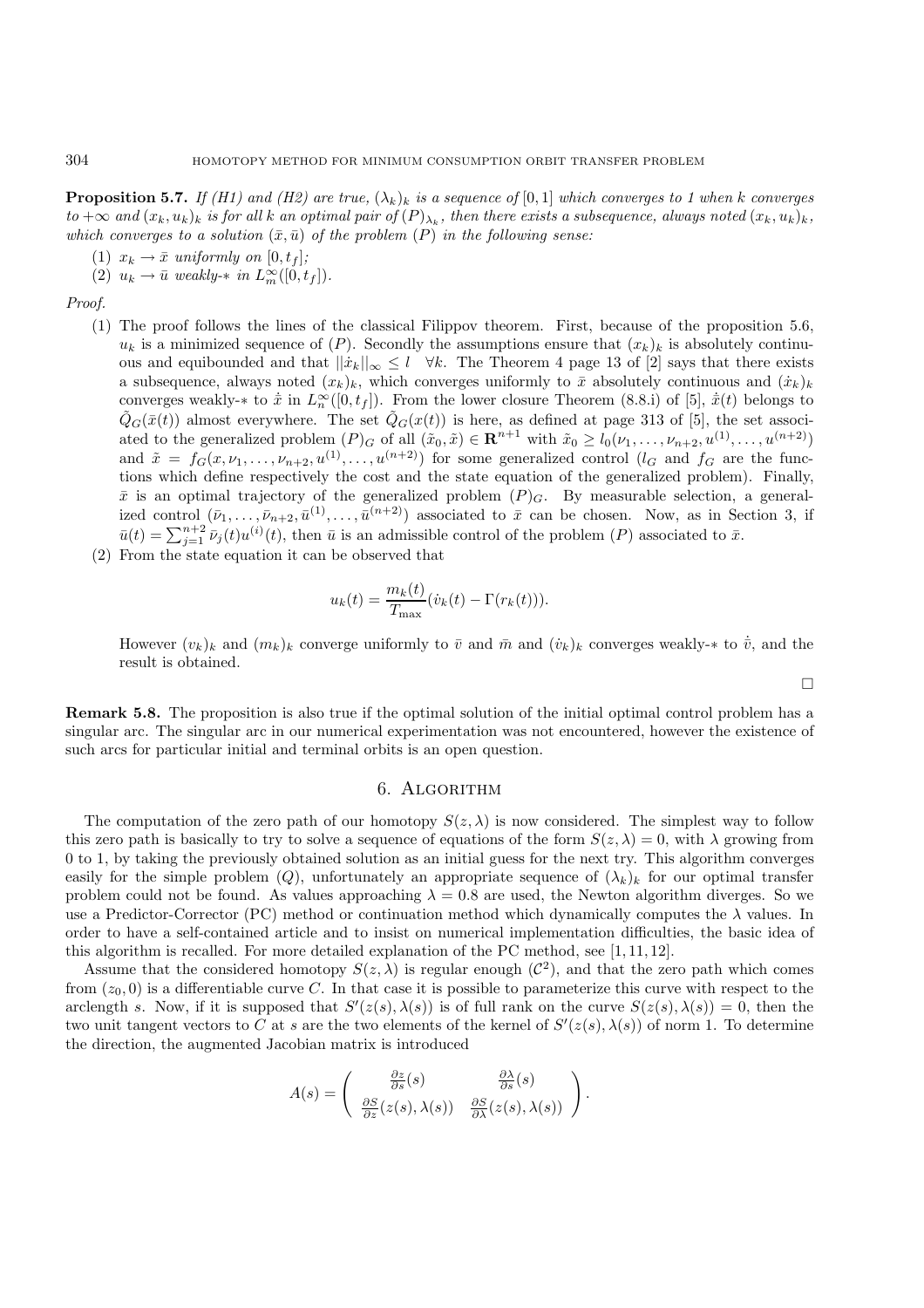**Proposition 5.7.** *If (H1) and (H2) are true, $(\lambda_k)_k$ is a sequence of $[0,1]$ which converges to 1 when $k$ converges to $+\infty$ and $(x_k, u_k)_k$ is for all $k$ an optimal pair of $(P)_{\lambda_k}$, then there exists a subsequence, always noted $(x_k, u_k)_k$, which converges to a solution $(\bar{x}, \bar{u})$ of the problem $(P)$ in the following sense:*

1. *$x_k \to \bar{x}$ uniformly on $[0, t_f]$;*
2. *$u_k \to \bar{u}$ weakly-$*$ in $L^\infty_m([0, t_f])$.*

*Proof.*

1. The proof follows the lines of the classical Filippov theorem. First, because of the proposition 5.6, $u_k$ is a minimized sequence of $(P)$. Secondly the assumptions ensure that $(x_k)_k$ is absolutely continuous and equibounded and that $||\dot{x}_k||_\infty \leq l \quad \forall k$. The Theorem 4 page 13 of [2] says that there exists a subsequence, always noted $(x_k)_k$, which converges uniformly to $\bar{x}$ absolutely continuous and $(\dot{x}_k)_k$ converges weakly-$*$ to $\dot{\bar{x}}$ in $L^\infty_n([0, t_f])$. From the lower closure Theorem (8.8.i) of [5], $\dot{\bar{x}}(t)$ belongs to $\tilde{Q}_G(\bar{x}(t))$ almost everywhere. The set $\tilde{Q}_G(x(t))$ is here, as defined at page 313 of [5], the set associated to the generalized problem $(P)_G$ of all $(\tilde{x}_0, \tilde{x}) \in \mathbf{R}^{n+1}$ with $\tilde{x}_0 \geq l_0(\nu_1, \ldots, \nu_{n+2}, u^{(1)}, \ldots, u^{(n+2)})$ and $\tilde{x} = f_G(x, \nu_1, \ldots, \nu_{n+2}, u^{(1)}, \ldots, u^{(n+2)})$ for some generalized control ($l_G$ and $f_G$ are the functions which define respectively the cost and the state equation of the generalized problem). Finally, $\bar{x}$ is an optimal trajectory of the generalized problem $(P)_G$. By measurable selection, a generalized control $(\bar{\nu}_1, \ldots, \bar{\nu}_{n+2}, \bar{u}^{(1)}, \ldots, \bar{u}^{(n+2)})$ associated to $\bar{x}$ can be chosen. Now, as in Section 3, if $\bar{u}(t) = \sum_{j=1}^{n+2} \bar{\nu}_j(t) u^{(i)}(t)$, then $\bar{u}$ is an admissible control of the problem $(P)$ associated to $\bar{x}$.
2. From the state equation it can be observed that

$$u_k(t) = \frac{m_k(t)}{T_{\max}}(\dot{v}_k(t) - \Gamma(r_k(t))).$$

However $(v_k)_k$ and $(m_k)_k$ converge uniformly to $\bar{v}$ and $\bar{m}$ and $(\dot{v}_k)_k$ converges weakly-$*$ to $\dot{\bar{v}}$, and the result is obtained.

□

**Remark 5.8.** The proposition is also true if the optimal solution of the initial optimal control problem has a singular arc. The singular arc in our numerical experimentation was not encountered, however the existence of such arcs for particular initial and terminal orbits is an open question.

## 6. Algorithm

The computation of the zero path of our homotopy $S(z, \lambda)$ is now considered. The simplest way to follow this zero path is basically to try to solve a sequence of equations of the form $S(z, \lambda) = 0$, with $\lambda$ growing from 0 to 1, by taking the previously obtained solution as an initial guess for the next try. This algorithm converges easily for the simple problem $(Q)$, unfortunately an appropriate sequence of $(\lambda_k)_k$ for our optimal transfer problem could not be found. As values approaching $\lambda = 0.8$ are used, the Newton algorithm diverges. So we use a Predictor-Corrector (PC) method or continuation method which dynamically computes the $\lambda$ values. In order to have a self-contained article and to insist on numerical implementation difficulties, the basic idea of this algorithm is recalled. For more detailed explanation of the PC method, see [1, 11, 12].

Assume that the considered homotopy $S(z, \lambda)$ is regular enough ($\mathcal{C}^2$), and that the zero path which comes from $(z_0, 0)$ is a differentiable curve $C$. In that case it is possible to parameterize this curve with respect to the arclength $s$. Now, if it is supposed that $S'(z(s), \lambda(s))$ is of full rank on the curve $S(z(s), \lambda(s)) = 0$, then the two unit tangent vectors to $C$ at $s$ are the two elements of the kernel of $S'(z(s), \lambda(s))$ of norm 1. To determine the direction, the augmented Jacobian matrix is introduced

$$A(s) = \begin{pmatrix} \frac{\partial z}{\partial s}(s) & \frac{\partial \lambda}{\partial s}(s) \\ \frac{\partial S}{\partial z}(z(s), \lambda(s)) & \frac{\partial S}{\partial \lambda}(z(s), \lambda(s)) \end{pmatrix}.$$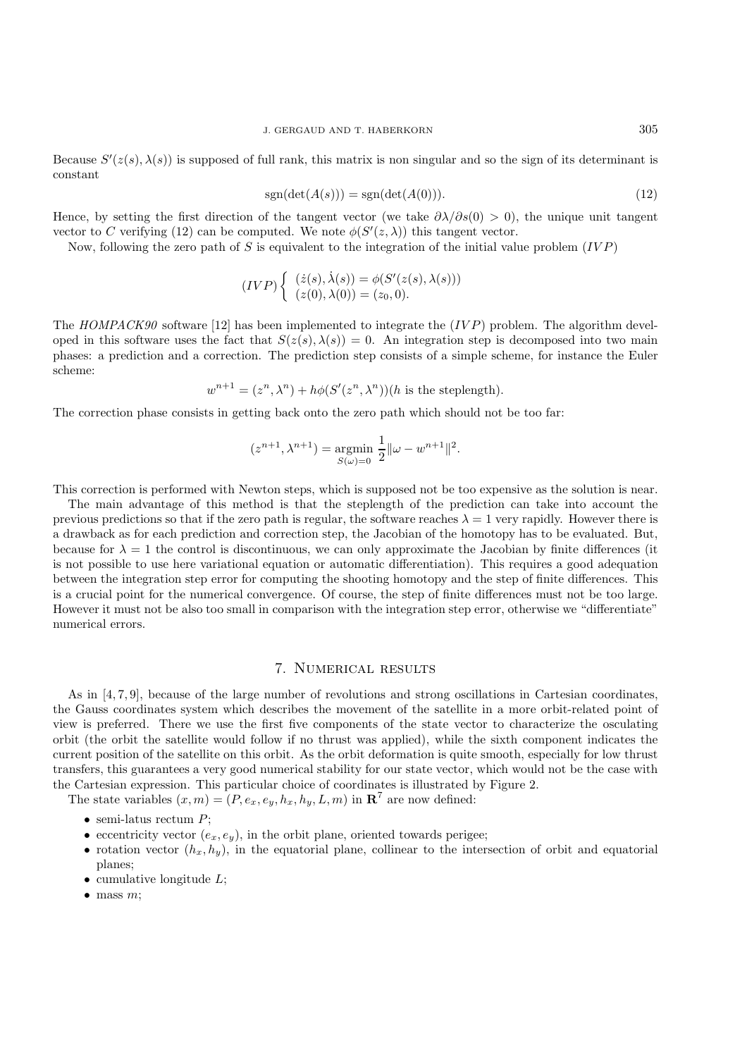Because $S'(z(s), \lambda(s))$ is supposed of full rank, this matrix is non singular and so the sign of its determinant is constant

$$\operatorname{sgn}(\det(A(s))) = \operatorname{sgn}(\det(A(0))). \tag{12}$$

Hence, by setting the first direction of the tangent vector (we take $\partial\lambda/\partial s(0) > 0$), the unique unit tangent vector to $C$ verifying (12) can be computed. We note $\phi(S'(z, \lambda))$ this tangent vector.

Now, following the zero path of $S$ is equivalent to the integration of the initial value problem $(IVP)$

$$(IVP) \left\{ \begin{array}{l} (\dot{z}(s), \dot{\lambda}(s)) = \phi(S'(z(s), \lambda(s))) \\ (z(0), \lambda(0)) = (z_0, 0). \end{array} \right.$$

The *HOMPACK90* software [12] has been implemented to integrate the $(IVP)$ problem. The algorithm developed in this software uses the fact that $S(z(s), \lambda(s)) = 0$. An integration step is decomposed into two main phases: a prediction and a correction. The prediction step consists of a simple scheme, for instance the Euler scheme:

$$w^{n+1} = (z^n, \lambda^n) + h\phi(S'(z^n, \lambda^n))(h \text{ is the steplength}).$$

The correction phase consists in getting back onto the zero path which should not be too far:

$$(z^{n+1}, \lambda^{n+1}) = \underset{S(\omega)=0}{\operatorname{argmin}} \frac{1}{2}\|\omega - w^{n+1}\|^2.$$

This correction is performed with Newton steps, which is supposed not be too expensive as the solution is near.

The main advantage of this method is that the steplength of the prediction can take into account the previous predictions so that if the zero path is regular, the software reaches $\lambda = 1$ very rapidly. However there is a drawback as for each prediction and correction step, the Jacobian of the homotopy has to be evaluated. But, because for $\lambda = 1$ the control is discontinuous, we can only approximate the Jacobian by finite differences (it is not possible to use here variational equation or automatic differentiation). This requires a good adequation between the integration step error for computing the shooting homotopy and the step of finite differences. This is a crucial point for the numerical convergence. Of course, the step of finite differences must not be too large. However it must not be also too small in comparison with the integration step error, otherwise we "differentiate" numerical errors.

## 7. Numerical results

As in [4, 7, 9], because of the large number of revolutions and strong oscillations in Cartesian coordinates, the Gauss coordinates system which describes the movement of the satellite in a more orbit-related point of view is preferred. There we use the first five components of the state vector to characterize the osculating orbit (the orbit the satellite would follow if no thrust was applied), while the sixth component indicates the current position of the satellite on this orbit. As the orbit deformation is quite smooth, especially for low thrust transfers, this guarantees a very good numerical stability for our state vector, which would not be the case with the Cartesian expression. This particular choice of coordinates is illustrated by Figure 2.

The state variables $(x, m) = (P, e_x, e_y, h_x, h_y, L, m)$ in $\mathbf{R}^7$ are now defined:

- semi-latus rectum $P$;
- eccentricity vector $(e_x, e_y)$, in the orbit plane, oriented towards perigee;
- rotation vector $(h_x, h_y)$, in the equatorial plane, collinear to the intersection of orbit and equatorial planes;
- cumulative longitude $L$;
- mass $m$;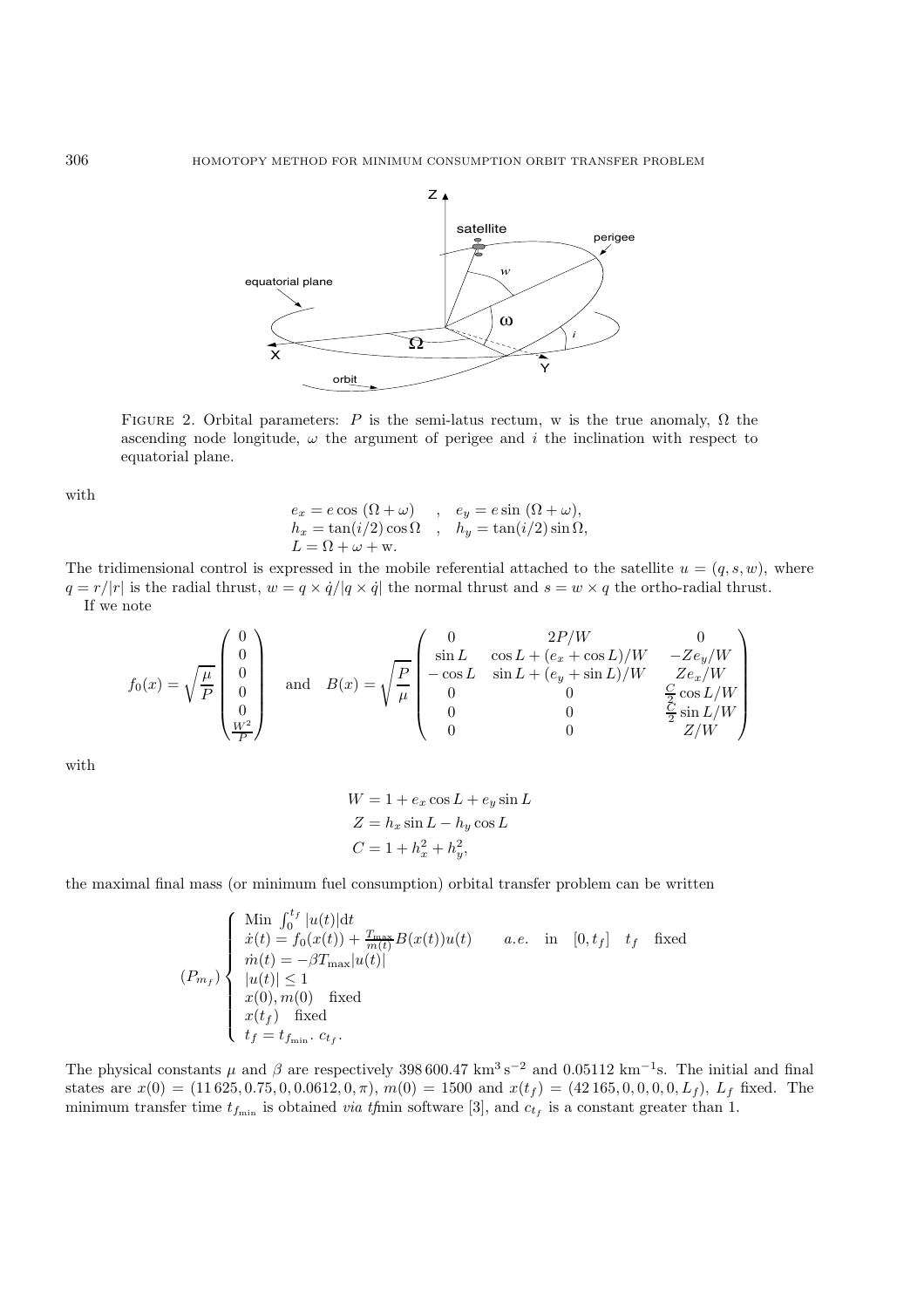FIGURE 2. Orbital parameters: $P$ is the semi-latus rectum, w is the true anomaly, $\Omega$ the ascending node longitude, $\omega$ the argument of perigee and $i$ the inclination with respect to equatorial plane.

with

$$
\begin{aligned}
& e_x = e\cos(\Omega+\omega) \quad , \quad e_y = e\sin(\Omega+\omega), \\
& h_x = \tan(i/2)\cos\Omega \quad , \quad h_y = \tan(i/2)\sin\Omega, \\
& L = \Omega + \omega + \mathrm{w}.
\end{aligned}
$$

The tridimensional control is expressed in the mobile referential attached to the satellite $u = (q, s, w)$, where $q = r/|r|$ is the radial thrust, $w = q \times \dot{q}/|q \times \dot{q}|$ the normal thrust and $s = w \times q$ the ortho-radial thrust.

If we note

$$
f_0(x) = \sqrt{\frac{\mu}{P}} \begin{pmatrix} 0 \\ 0 \\ 0 \\ 0 \\ 0 \\ \frac{W^2}{P} \end{pmatrix} \quad \text{and} \quad B(x) = \sqrt{\frac{P}{\mu}} \begin{pmatrix} 0 & 2P/W & 0 \\ \sin L & \cos L + (e_x + \cos L)/W & -Ze_y/W \\ -\cos L & \sin L + (e_y + \sin L)/W & Ze_x/W \\ 0 & 0 & \frac{C}{2}\cos L/W \\ 0 & 0 & \frac{C}{2}\sin L/W \\ 0 & 0 & Z/W \end{pmatrix}
$$

with

$$
\begin{aligned}
W &= 1 + e_x \cos L + e_y \sin L \\
Z &= h_x \sin L - h_y \cos L \\
C &= 1 + h_x^2 + h_y^2,
\end{aligned}
$$

the maximal final mass (or minimum fuel consumption) orbital transfer problem can be written

$$
(P_{m_f}) \left\{
\begin{array}{l}
\text{Min } \int_0^{t_f} |u(t)| \mathrm{d}t \\
\dot{x}(t) = f_0(x(t)) + \frac{T_{\max}}{m(t)} B(x(t)) u(t) \qquad a.e. \quad \text{in} \quad [0, t_f] \quad t_f \quad \text{fixed} \\
\dot{m}(t) = -\beta T_{\max} |u(t)| \\
|u(t)| \leq 1 \\
x(0), m(0) \quad \text{fixed} \\
x(t_f) \quad \text{fixed} \\
t_f = t_{f_{\min}} \cdot c_{t_f}.
\end{array}
\right.
$$

The physical constants $\mu$ and $\beta$ are respectively $398\,600.47$ km$^3$ s$^{-2}$ and $0.05112$ km$^{-1}$s. The initial and final states are $x(0) = (11\,625, 0.75, 0, 0.0612, 0, \pi)$, $m(0) = 1500$ and $x(t_f) = (42\,165, 0, 0, 0, 0, L_f)$, $L_f$ fixed. The minimum transfer time $t_{f_{\min}}$ is obtained *via tf*min software [3], and $c_{t_f}$ is a constant greater than 1.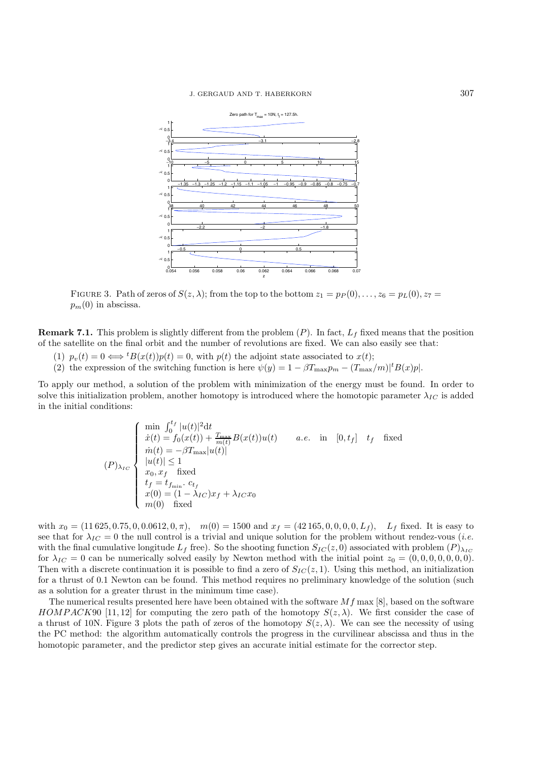FIGURE 3. Path of zeros of $S(z,\lambda)$; from the top to the bottom $z_1 = p_P(0), \ldots, z_6 = p_L(0), z_7 = p_m(0)$ in abscissa.

**Remark 7.1.** This problem is slightly different from the problem $(P)$. In fact, $L_f$ fixed means that the position of the satellite on the final orbit and the number of revolutions are fixed. We can also easily see that:

(1) $p_v(t) = 0 \Longleftrightarrow {}^tB(x(t))p(t) = 0$, with $p(t)$ the adjoint state associated to $x(t)$;

(2) the expression of the switching function is here $\psi(y) = 1 - \beta T_{\max} p_m - (T_{\max}/m)|{}^tB(x)p|$.

To apply our method, a solution of the problem with minimization of the energy must be found. In order to solve this initialization problem, another homotopy is introduced where the homotopic parameter $\lambda_{IC}$ is added in the initial conditions:

$$
(P)_{\lambda_{IC}} \left\{
\begin{array}{l}
\min \int_0^{t_f} |u(t)|^2 \mathrm{d}t \\
\dot{x}(t) = f_0(x(t)) + \frac{T_{\max}}{m(t)} B(x(t))u(t) \qquad a.e. \quad \text{in} \quad [0, t_f] \quad t_f \quad \text{fixed} \\
\dot{m}(t) = -\beta T_{\max} |u(t)| \\
|u(t)| \leq 1 \\
x_0, x_f \quad \text{fixed} \\
t_f = t_{f_{\min}} . \, c_{t_f} \\
x(0) = (1 - \lambda_{IC}) x_f + \lambda_{IC} x_0 \\
m(0) \quad \text{fixed}
\end{array}
\right.
$$

with $x_0 = (11\,625, 0.75, 0, 0.0612, 0, \pi)$, $\quad m(0) = 1500$ and $x_f = (42\,165, 0, 0, 0, 0, L_f)$, $\quad L_f$ fixed. It is easy to see that for $\lambda_{IC} = 0$ the null control is a trivial and unique solution for the problem without rendez-vous (*i.e.* with the final cumulative longitude $L_f$ free). So the shooting function $S_{IC}(z, 0)$ associated with problem $(P)_{\lambda_{IC}}$ for $\lambda_{IC} = 0$ can be numerically solved easily by Newton method with the initial point $z_0 = (0, 0, 0, 0, 0, 0, 0)$. Then with a discrete continuation it is possible to find a zero of $S_{IC}(z, 1)$. Using this method, an initialization for a thrust of 0.1 Newton can be found. This method requires no preliminary knowledge of the solution (such as a solution for a greater thrust in the minimum time case).

The numerical results presented here have been obtained with the software $Mf\max$ [8], based on the software *HOMPACK*90 [11, 12] for computing the zero path of the homotopy $S(z, \lambda)$. We first consider the case of a thrust of 10N. Figure 3 plots the path of zeros of the homotopy $S(z, \lambda)$. We can see the necessity of using the PC method: the algorithm automatically controls the progress in the curvilinear abscissa and thus in the homotopic parameter, and the predictor step gives an accurate initial estimate for the corrector step.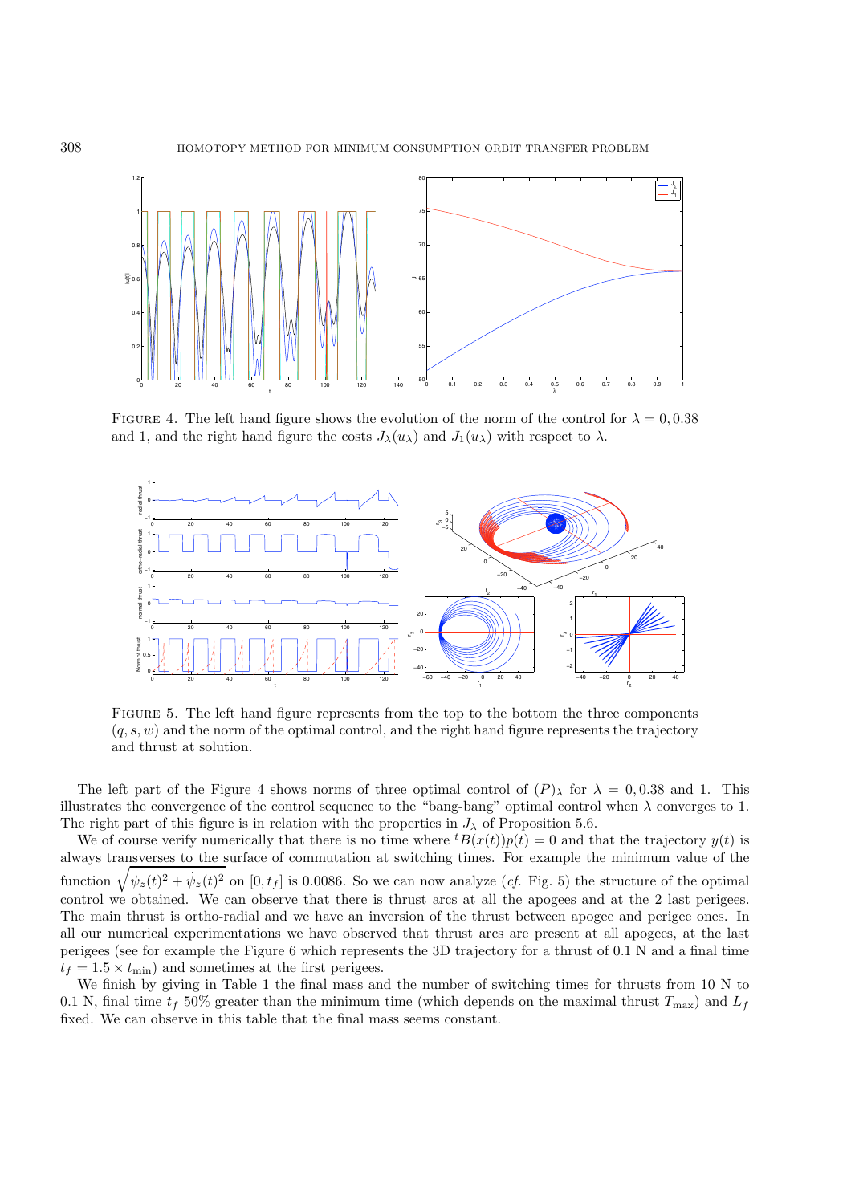FIGURE 4. The left hand figure shows the evolution of the norm of the control for $\lambda = 0, 0.38$ and 1, and the right hand figure the costs $J_\lambda(u_\lambda)$ and $J_1(u_\lambda)$ with respect to $\lambda$.

FIGURE 5. The left hand figure represents from the top to the bottom the three components $(q, s, w)$ and the norm of the optimal control, and the right hand figure represents the trajectory and thrust at solution.

The left part of the Figure 4 shows norms of three optimal control of $(P)_\lambda$ for $\lambda = 0, 0.38$ and 1. This illustrates the convergence of the control sequence to the "bang-bang" optimal control when $\lambda$ converges to 1. The right part of this figure is in relation with the properties in $J_\lambda$ of Proposition 5.6.

We of course verify numerically that there is no time where ${}^tB(x(t))p(t) = 0$ and that the trajectory $y(t)$ is always transverses to the surface of commutation at switching times. For example the minimum value of the function $\sqrt{\psi_z(t)^2 + \dot{\psi}_z(t)^2}$ on $[0, t_f]$ is 0.0086. So we can now analyze (*cf.* Fig. 5) the structure of the optimal control we obtained. We can observe that there is thrust arcs at all the apogees and at the 2 last perigees. The main thrust is ortho-radial and we have an inversion of the thrust between apogee and perigee ones. In all our numerical experimentations we have observed that thrust arcs are present at all apogees, at the last perigees (see for example the Figure 6 which represents the 3D trajectory for a thrust of 0.1 N and a final time $t_f = 1.5 \times t_{\min}$) and sometimes at the first perigees.

We finish by giving in Table 1 the final mass and the number of switching times for thrusts from 10 N to 0.1 N, final time $t_f$ 50% greater than the minimum time (which depends on the maximal thrust $T_{\max}$) and $L_f$ fixed. We can observe in this table that the final mass seems constant.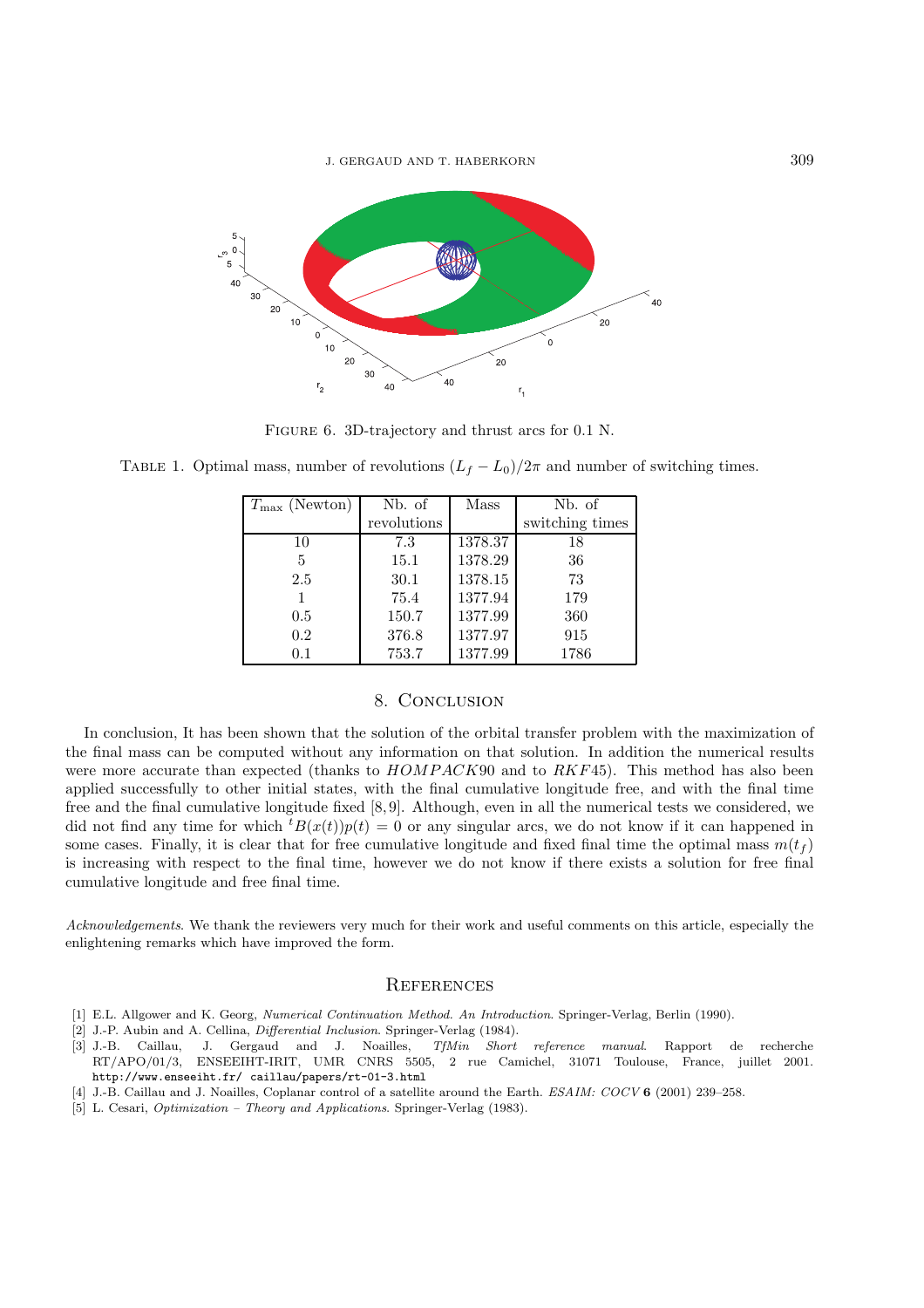FIGURE 6. 3D-trajectory and thrust arcs for 0.1 N.

TABLE 1. Optimal mass, number of revolutions $(L_f - L_0)/2\pi$ and number of switching times.

| $T_{\max}$ (Newton) | Nb. of revolutions | Mass | Nb. of switching times |
|---|---|---|---|
| 10 | 7.3 | 1378.37 | 18 |
| 5 | 15.1 | 1378.29 | 36 |
| 2.5 | 30.1 | 1378.15 | 73 |
| 1 | 75.4 | 1377.94 | 179 |
| 0.5 | 150.7 | 1377.99 | 360 |
| 0.2 | 376.8 | 1377.97 | 915 |
| 0.1 | 753.7 | 1377.99 | 1786 |

## 8. Conclusion

In conclusion, It has been shown that the solution of the orbital transfer problem with the maximization of the final mass can be computed without any information on that solution. In addition the numerical results were more accurate than expected (thanks to $HOMPACK90$ and to $RKF45$). This method has also been applied successfully to other initial states, with the final cumulative longitude free, and with the final time free and the final cumulative longitude fixed [8,9]. Although, even in all the numerical tests we considered, we did not find any time for which ${}^tB(x(t))p(t) = 0$ or any singular arcs, we do not know if it can happened in some cases. Finally, it is clear that for free cumulative longitude and fixed final time the optimal mass $m(t_f)$ is increasing with respect to the final time, however we do not know if there exists a solution for free final cumulative longitude and free final time.

*Acknowledgements*. We thank the reviewers very much for their work and useful comments on this article, especially the enlightening remarks which have improved the form.

## References

[1] E.L. Allgower and K. Georg, *Numerical Continuation Method. An Introduction*. Springer-Verlag, Berlin (1990).

[2] J.-P. Aubin and A. Cellina, *Differential Inclusion*. Springer-Verlag (1984).

[3] J.-B. Caillau, J. Gergaud and J. Noailles, *TfMin Short reference manual*. Rapport de recherche RT/APO/01/3, ENSEEIHT-IRIT, UMR CNRS 5505, 2 rue Camichel, 31071 Toulouse, France, juillet 2001. http://www.enseeiht.fr/ caillau/papers/rt-01-3.html

[4] J.-B. Caillau and J. Noailles, Coplanar control of a satellite around the Earth. *ESAIM: COCV* **6** (2001) 239–258.

[5] L. Cesari, *Optimization – Theory and Applications*. Springer-Verlag (1983).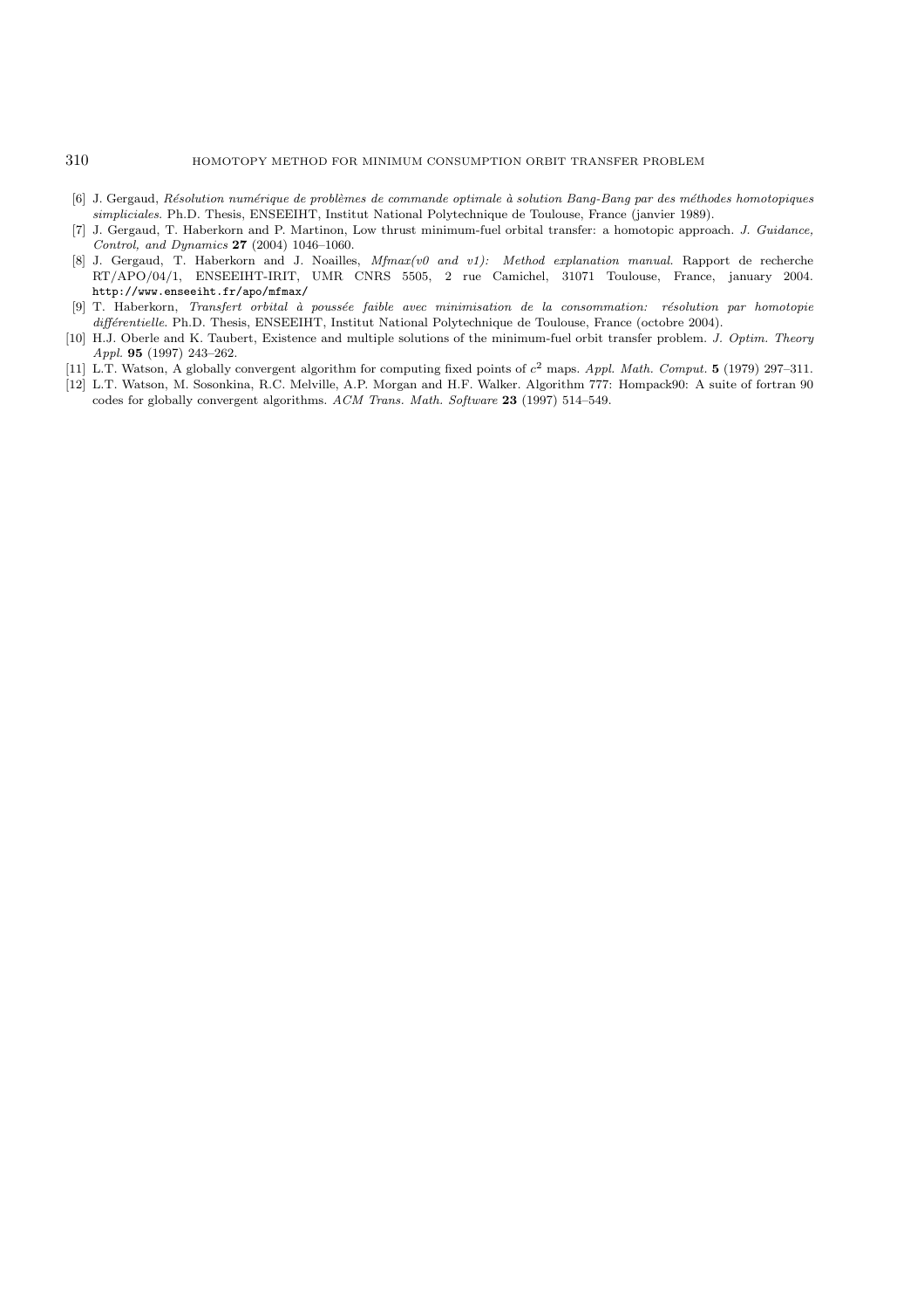[6] J. Gergaud, *Résolution numérique de problèmes de commande optimale à solution Bang-Bang par des méthodes homotopiques simpliciales*. Ph.D. Thesis, ENSEEIHT, Institut National Polytechnique de Toulouse, France (janvier 1989).

[7] J. Gergaud, T. Haberkorn and P. Martinon, Low thrust minimum-fuel orbital transfer: a homotopic approach. *J. Guidance, Control, and Dynamics* **27** (2004) 1046–1060.

[8] J. Gergaud, T. Haberkorn and J. Noailles, *Mfmax(v0 and v1): Method explanation manual*. Rapport de recherche RT/APO/04/1, ENSEEIHT-IRIT, UMR CNRS 5505, 2 rue Camichel, 31071 Toulouse, France, january 2004. http://www.enseeiht.fr/apo/mfmax/

[9] T. Haberkorn, *Transfert orbital à poussée faible avec minimisation de la consommation: résolution par homotopie différentielle*. Ph.D. Thesis, ENSEEIHT, Institut National Polytechnique de Toulouse, France (octobre 2004).

[10] H.J. Oberle and K. Taubert, Existence and multiple solutions of the minimum-fuel orbit transfer problem. *J. Optim. Theory Appl.* **95** (1997) 243–262.

[11] L.T. Watson, A globally convergent algorithm for computing fixed points of $c^2$ maps. *Appl. Math. Comput.* **5** (1979) 297–311.

[12] L.T. Watson, M. Sosonkina, R.C. Melville, A.P. Morgan and H.F. Walker. Algorithm 777: Hompack90: A suite of fortran 90 codes for globally convergent algorithms. *ACM Trans. Math. Software* **23** (1997) 514–549.